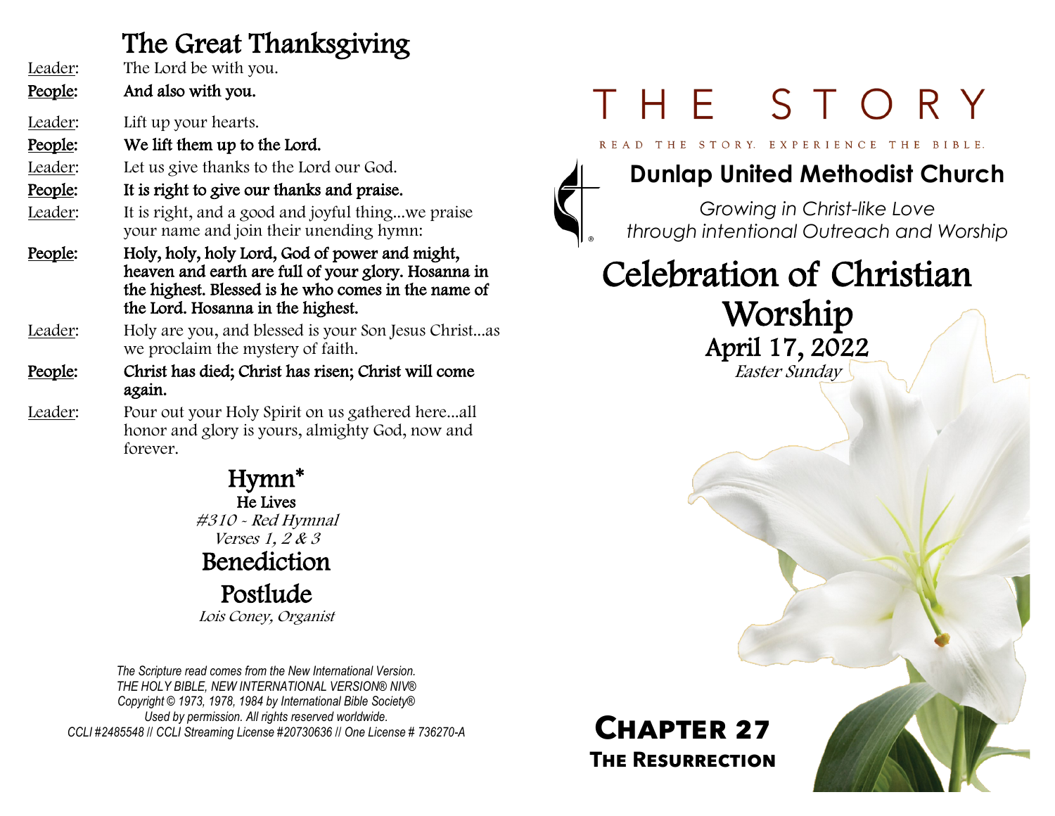## The Great Thanksgiving

Leader: The Lord be with you.

**People: And also with you.**

Leader: Lift up your hearts.

**People: We lift them up to the Lord.**

Leader: Let us give thanks to the Lord our God.

**People: It is right to give our thanks and praise.**

Leader: It is right, and a good and joyful thing...we praise your name and join their unending hymn:

**People: Holy, holy, holy Lord, God of power and might, heaven and earth are full of your glory. Hosanna in the highest. Blessed is he who comes in the name of the Lord. Hosanna in the highest.**

Leader: Holy are you, and blessed is your Son Jesus Christ...as we proclaim the mystery of faith.

**People: Christ has died; Christ has risen; Christ will come again.**

Leader: Pour out your Holy Spirit on us gathered here...all honor and glory is yours, almighty God, now and forever.

## Hymn*

He Lives
*#310 - Red Hymnal*
*Verses 1, 2 & 3*

## Benediction

## Postlude

*Lois Coney, Organist*

*The Scripture read comes from the New International Version.*
*THE HOLY BIBLE, NEW INTERNATIONAL VERSION® NIV®*
*Copyright © 1973, 1978, 1984 by International Bible Society®*
*Used by permission. All rights reserved worldwide.*
*CCLI #2485548 // CCLI Streaming License #20730636 // One License # 736270-A*

# THE STORY

READ THE STORY. EXPERIENCE THE BIBLE.

## Dunlap United Methodist Church

*Growing in Christ-like Love through intentional Outreach and Worship*

# Celebration of Christian Worship

## April 17, 2022

*Easter Sunday*

## Chapter 27

### The Resurrection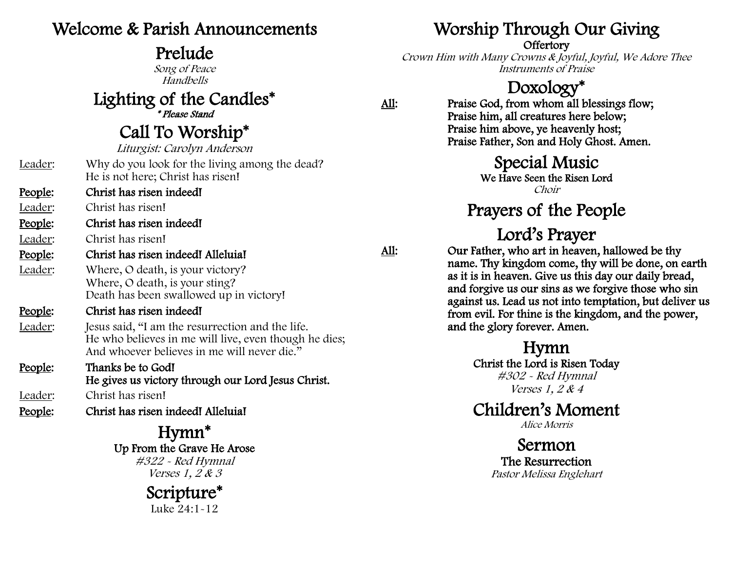## Welcome & Parish Announcements

## Prelude

*Song of Peace*
*Handbells*

## Lighting of the Candles*

***Please Stand***

## Call To Worship*

*Liturgist: Carolyn Anderson*

Leader: Why do you look for the living among the dead?
He is not here; Christ has risen!

**People: Christ has risen indeed!**

Leader: Christ has risen!

**People: Christ has risen indeed!**

Leader: Christ has risen!

**People: Christ has risen indeed! Alleluia!**

Leader: Where, O death, is your victory?
Where, O death, is your sting?
Death has been swallowed up in victory!

**People: Christ has risen indeed!**

Leader: Jesus said, "I am the resurrection and the life.
He who believes in me will live, even though he dies;
And whoever believes in me will never die."

**People: Thanks be to God!**
**He gives us victory through our Lord Jesus Christ.**

Leader: Christ has risen!

**People: Christ has risen indeed! Alleluia!**

## Hymn*

**Up From the Grave He Arose**
*#322 - Red Hymnal*
*Verses 1, 2 & 3*

## Scripture*

Luke 24:1-12

## Worship Through Our Giving

**Offertory**
*Crown Him with Many Crowns & Joyful, Joyful, We Adore Thee*
*Instruments of Praise*

## Doxology*

**All: Praise God, from whom all blessings flow;**
**Praise him, all creatures here below;**
**Praise him above, ye heavenly host;**
**Praise Father, Son and Holy Ghost. Amen.**

## Special Music

**We Have Seen the Risen Lord**
*Choir*

## Prayers of the People

## Lord's Prayer

**All: Our Father, who art in heaven, hallowed be thy name. Thy kingdom come, thy will be done, on earth as it is in heaven. Give us this day our daily bread, and forgive us our sins as we forgive those who sin against us. Lead us not into temptation, but deliver us from evil. For thine is the kingdom, and the power, and the glory forever. Amen.**

## Hymn

**Christ the Lord is Risen Today**
*#302 - Red Hymnal*
*Verses 1, 2 & 4*

## Children's Moment

*Alice Morris*

## Sermon

**The Resurrection**
*Pastor Melissa Englehart*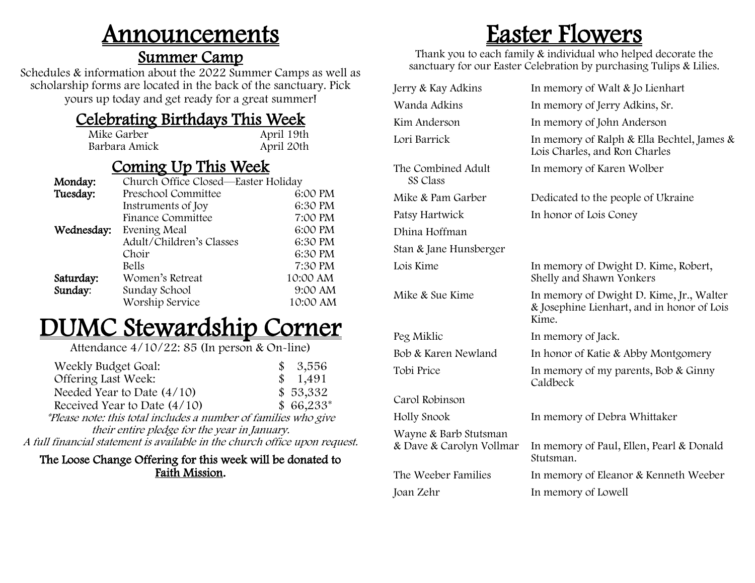# Announcements

## Summer Camp

Schedules & information about the 2022 Summer Camps as well as scholarship forms are located in the back of the sanctuary. Pick yours up today and get ready for a great summer!

## Celebrating Birthdays This Week

| | |
|---|---|
| Mike Garber | April 19th |
| Barbara Amick | April 20th |

## Coming Up This Week

| | | |
|---|---|---|
| **Monday:** | Church Office Closed—Easter Holiday | |
| **Tuesday:** | Preschool Committee | 6:00 PM |
| | Instruments of Joy | 6:30 PM |
| | Finance Committee | 7:00 PM |
| **Wednesday:** | Evening Meal | 6:00 PM |
| | Adult/Children's Classes | 6:30 PM |
| | Choir | 6:30 PM |
| | Bells | 7:30 PM |
| **Saturday:** | Women's Retreat | 10:00 AM |
| **Sunday:** | Sunday School | 9:00 AM |
| | Worship Service | 10:00 AM |

# DUMC Stewardship Corner

Attendance 4/10/22: 85 (In person & On-line)

| | |
|---|---|
| Weekly Budget Goal: | $ 3,556 |
| Offering Last Week: | $ 1,491 |
| Needed Year to Date (4/10) | $ 53,332 |
| Received Year to Date (4/10) | $ 66,233* |

*\*Please note: this total includes a number of families who give their entire pledge for the year in January.*
*A full financial statement is available in the church office upon request.*

**The Loose Change Offering for this week will be donated to Faith Mission.**

# Easter Flowers

Thank you to each family & individual who helped decorate the sanctuary for our Easter Celebration by purchasing Tulips & Lilies.

| | |
|---|---|
| Jerry & Kay Adkins | In memory of Walt & Jo Lienhart |
| Wanda Adkins | In memory of Jerry Adkins, Sr. |
| Kim Anderson | In memory of John Anderson |
| Lori Barrick | In memory of Ralph & Ella Bechtel, James & Lois Charles, and Ron Charles |
| The Combined Adult SS Class | In memory of Karen Wolber |
| Mike & Pam Garber | Dedicated to the people of Ukraine |
| Patsy Hartwick | In honor of Lois Coney |
| Dhina Hoffman | |
| Stan & Jane Hunsberger | |
| Lois Kime | In memory of Dwight D. Kime, Robert, Shelly and Shawn Yonkers |
| Mike & Sue Kime | In memory of Dwight D. Kime, Jr., Walter & Josephine Lienhart, and in honor of Lois Kime. |
| Peg Miklic | In memory of Jack. |
| Bob & Karen Newland | In honor of Katie & Abby Montgomery |
| Tobi Price | In memory of my parents, Bob & Ginny Caldbeck |
| Carol Robinson | |
| Holly Snook | In memory of Debra Whittaker |
| Wayne & Barb Stutsman & Dave & Carolyn Vollmar | In memory of Paul, Ellen, Pearl & Donald Stutsman. |
| The Weeber Families | In memory of Eleanor & Kenneth Weeber |
| Joan Zehr | In memory of Lowell |